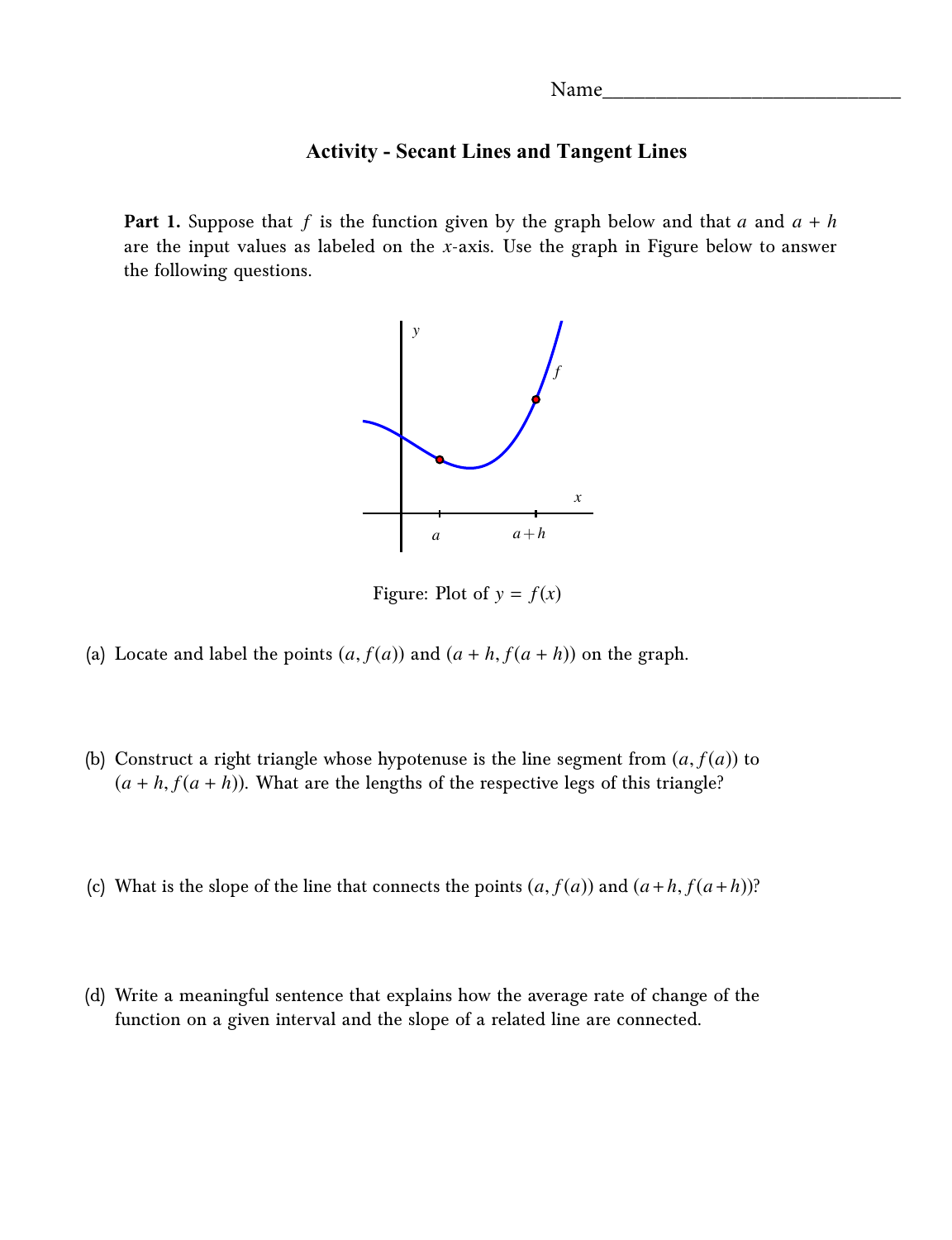Name_____________________________

# Activity - Secant Lines and Tangent Lines

**Part 1.** Suppose that $f$ is the function given by the graph below and that $a$ and $a + h$ are the input values as labeled on the $x$-axis. Use the graph in Figure below to answer the following questions.

Figure: Plot of $y = f(x)$

(a) Locate and label the points $(a, f(a))$ and $(a + h, f(a + h))$ on the graph.

(b) Construct a right triangle whose hypotenuse is the line segment from $(a, f(a))$ to $(a + h, f(a + h))$. What are the lengths of the respective legs of this triangle?

(c) What is the slope of the line that connects the points $(a, f(a))$ and $(a+h, f(a+h))$?

(d) Write a meaningful sentence that explains how the average rate of change of the function on a given interval and the slope of a related line are connected.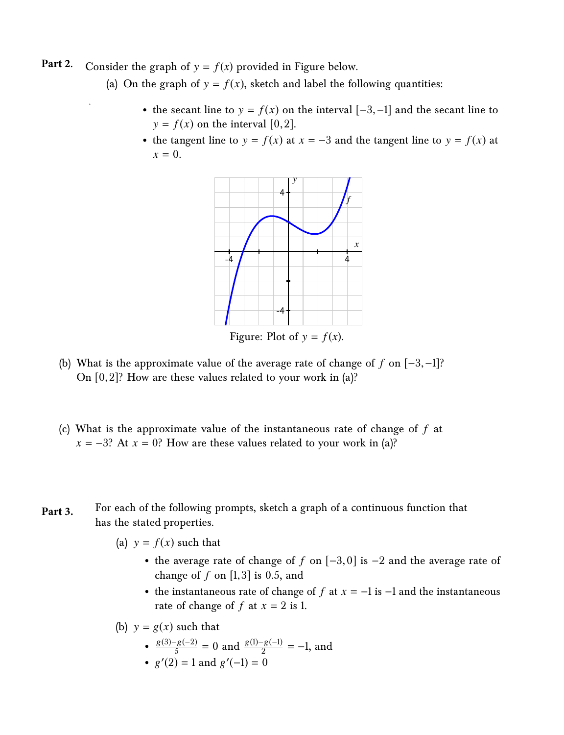**Part 2.** Consider the graph of $y = f(x)$ provided in Figure below.

(a) On the graph of $y = f(x)$, sketch and label the following quantities:

- the secant line to $y = f(x)$ on the interval $[-3, -1]$ and the secant line to $y = f(x)$ on the interval $[0, 2]$.
- the tangent line to $y = f(x)$ at $x = -3$ and the tangent line to $y = f(x)$ at $x = 0$.

y

4

f

x

-4

4

-4

Figure: Plot of $y = f(x)$.

(b) What is the approximate value of the average rate of change of $f$ on $[-3, -1]$? On $[0, 2]$? How are these values related to your work in (a)?

(c) What is the approximate value of the instantaneous rate of change of $f$ at $x = -3$? At $x = 0$? How are these values related to your work in (a)?

**Part 3.** For each of the following prompts, sketch a graph of a continuous function that has the stated properties.

(a) $y = f(x)$ such that

- the average rate of change of $f$ on $[-3, 0]$ is $-2$ and the average rate of change of $f$ on $[1, 3]$ is $0.5$, and
- the instantaneous rate of change of $f$ at $x = -1$ is $-1$ and the instantaneous rate of change of $f$ at $x = 2$ is 1.

(b) $y = g(x)$ such that

- $\frac{g(3)-g(-2)}{5} = 0$ and $\frac{g(1)-g(-1)}{2} = -1$, and
- $g'(2) = 1$ and $g'(-1) = 0$